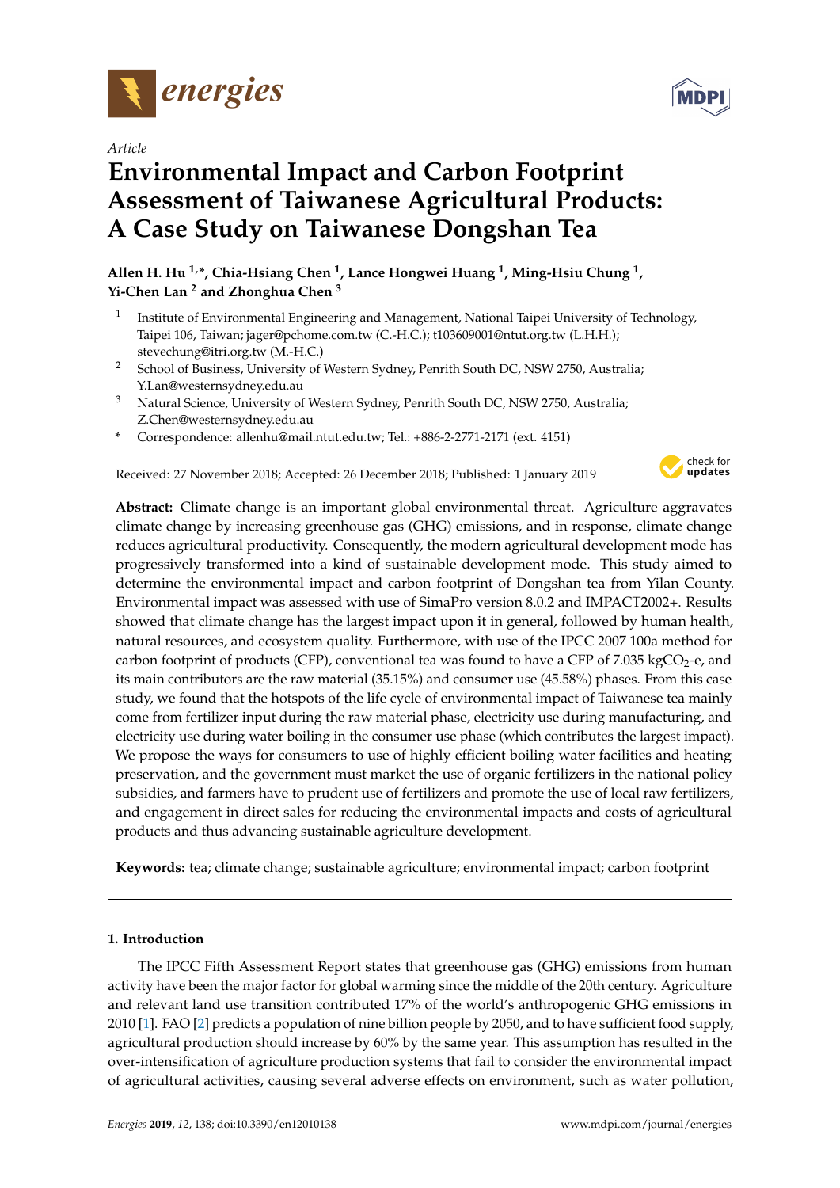*Article*

# Environmental Impact and Carbon Footprint Assessment of Taiwanese Agricultural Products: A Case Study on Taiwanese Dongshan Tea

**Allen H. Hu [1,*], Chia-Hsiang Chen [1], Lance Hongwei Huang [1], Ming-Hsiu Chung [1], Yi-Chen Lan [2] and Zhonghua Chen [3]**

[1] Institute of Environmental Engineering and Management, National Taipei University of Technology, Taipei 106, Taiwan; jager@pchome.com.tw (C.-H.C.); t103609001@ntut.org.tw (L.H.H.); stevechung@itri.org.tw (M.-H.C.)

[2] School of Business, University of Western Sydney, Penrith South DC, NSW 2750, Australia; Y.Lan@westernsydney.edu.au

[3] Natural Science, University of Western Sydney, Penrith South DC, NSW 2750, Australia; Z.Chen@westernsydney.edu.au

\* Correspondence: allenhu@mail.ntut.edu.tw; Tel.: +886-2-2771-2171 (ext. 4151)

Received: 27 November 2018; Accepted: 26 December 2018; Published: 1 January 2019

**Abstract:** Climate change is an important global environmental threat. Agriculture aggravates climate change by increasing greenhouse gas (GHG) emissions, and in response, climate change reduces agricultural productivity. Consequently, the modern agricultural development mode has progressively transformed into a kind of sustainable development mode. This study aimed to determine the environmental impact and carbon footprint of Dongshan tea from Yilan County. Environmental impact was assessed with use of SimaPro version 8.0.2 and IMPACT2002+. Results showed that climate change has the largest impact upon it in general, followed by human health, natural resources, and ecosystem quality. Furthermore, with use of the IPCC 2007 100a method for carbon footprint of products (CFP), conventional tea was found to have a CFP of 7.035 kg$CO_2$-e, and its main contributors are the raw material (35.15%) and consumer use (45.58%) phases. From this case study, we found that the hotspots of the life cycle of environmental impact of Taiwanese tea mainly come from fertilizer input during the raw material phase, electricity use during manufacturing, and electricity use during water boiling in the consumer use phase (which contributes the largest impact). We propose the ways for consumers to use of highly efficient boiling water facilities and heating preservation, and the government must market the use of organic fertilizers in the national policy subsidies, and farmers have to prudent use of fertilizers and promote the use of local raw fertilizers, and engagement in direct sales for reducing the environmental impacts and costs of agricultural products and thus advancing sustainable agriculture development.

**Keywords:** tea; climate change; sustainable agriculture; environmental impact; carbon footprint

## 1. Introduction

The IPCC Fifth Assessment Report states that greenhouse gas (GHG) emissions from human activity have been the major factor for global warming since the middle of the 20th century. Agriculture and relevant land use transition contributed 17% of the world's anthropogenic GHG emissions in 2010 [1]. FAO [2] predicts a population of nine billion people by 2050, and to have sufficient food supply, agricultural production should increase by 60% by the same year. This assumption has resulted in the over-intensification of agriculture production systems that fail to consider the environmental impact of agricultural activities, causing several adverse effects on environment, such as water pollution,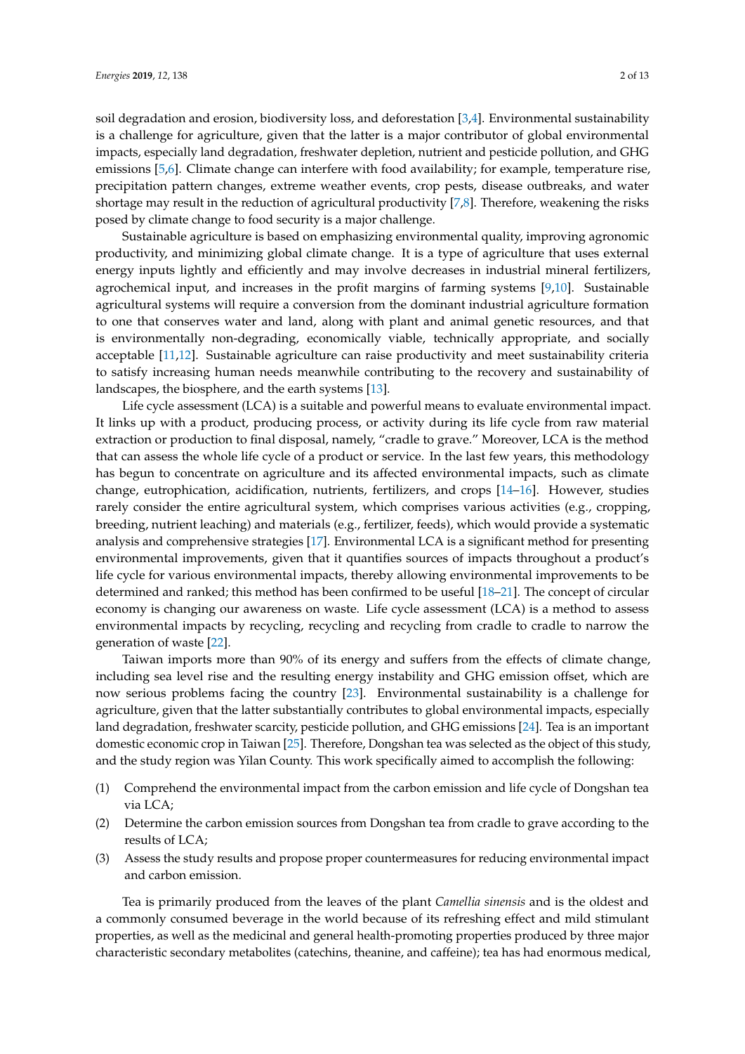soil degradation and erosion, biodiversity loss, and deforestation [3,4]. Environmental sustainability is a challenge for agriculture, given that the latter is a major contributor of global environmental impacts, especially land degradation, freshwater depletion, nutrient and pesticide pollution, and GHG emissions [5,6]. Climate change can interfere with food availability; for example, temperature rise, precipitation pattern changes, extreme weather events, crop pests, disease outbreaks, and water shortage may result in the reduction of agricultural productivity [7,8]. Therefore, weakening the risks posed by climate change to food security is a major challenge.

Sustainable agriculture is based on emphasizing environmental quality, improving agronomic productivity, and minimizing global climate change. It is a type of agriculture that uses external energy inputs lightly and efficiently and may involve decreases in industrial mineral fertilizers, agrochemical input, and increases in the profit margins of farming systems [9,10]. Sustainable agricultural systems will require a conversion from the dominant industrial agriculture formation to one that conserves water and land, along with plant and animal genetic resources, and that is environmentally non-degrading, economically viable, technically appropriate, and socially acceptable [11,12]. Sustainable agriculture can raise productivity and meet sustainability criteria to satisfy increasing human needs meanwhile contributing to the recovery and sustainability of landscapes, the biosphere, and the earth systems [13].

Life cycle assessment (LCA) is a suitable and powerful means to evaluate environmental impact. It links up with a product, producing process, or activity during its life cycle from raw material extraction or production to final disposal, namely, "cradle to grave." Moreover, LCA is the method that can assess the whole life cycle of a product or service. In the last few years, this methodology has begun to concentrate on agriculture and its affected environmental impacts, such as climate change, eutrophication, acidification, nutrients, fertilizers, and crops [14–16]. However, studies rarely consider the entire agricultural system, which comprises various activities (e.g., cropping, breeding, nutrient leaching) and materials (e.g., fertilizer, feeds), which would provide a systematic analysis and comprehensive strategies [17]. Environmental LCA is a significant method for presenting environmental improvements, given that it quantifies sources of impacts throughout a product's life cycle for various environmental impacts, thereby allowing environmental improvements to be determined and ranked; this method has been confirmed to be useful [18–21]. The concept of circular economy is changing our awareness on waste. Life cycle assessment (LCA) is a method to assess environmental impacts by recycling, recycling and recycling from cradle to cradle to narrow the generation of waste [22].

Taiwan imports more than 90% of its energy and suffers from the effects of climate change, including sea level rise and the resulting energy instability and GHG emission offset, which are now serious problems facing the country [23]. Environmental sustainability is a challenge for agriculture, given that the latter substantially contributes to global environmental impacts, especially land degradation, freshwater scarcity, pesticide pollution, and GHG emissions [24]. Tea is an important domestic economic crop in Taiwan [25]. Therefore, Dongshan tea was selected as the object of this study, and the study region was Yilan County. This work specifically aimed to accomplish the following:

(1) Comprehend the environmental impact from the carbon emission and life cycle of Dongshan tea via LCA;
(2) Determine the carbon emission sources from Dongshan tea from cradle to grave according to the results of LCA;
(3) Assess the study results and propose proper countermeasures for reducing environmental impact and carbon emission.

Tea is primarily produced from the leaves of the plant *Camellia sinensis* and is the oldest and a commonly consumed beverage in the world because of its refreshing effect and mild stimulant properties, as well as the medicinal and general health-promoting properties produced by three major characteristic secondary metabolites (catechins, theanine, and caffeine); tea has had enormous medical,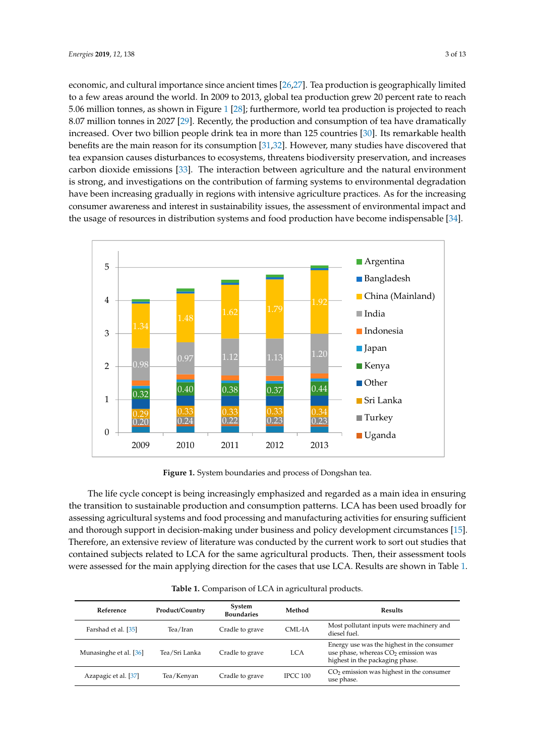economic, and cultural importance since ancient times [26,27]. Tea production is geographically limited to a few areas around the world. In 2009 to 2013, global tea production grew 20 percent rate to reach 5.06 million tonnes, as shown in Figure 1 [28]; furthermore, world tea production is projected to reach 8.07 million tonnes in 2027 [29]. Recently, the production and consumption of tea have dramatically increased. Over two billion people drink tea in more than 125 countries [30]. Its remarkable health benefits are the main reason for its consumption [31,32]. However, many studies have discovered that tea expansion causes disturbances to ecosystems, threatens biodiversity preservation, and increases carbon dioxide emissions [33]. The interaction between agriculture and the natural environment is strong, and investigations on the contribution of farming systems to environmental degradation have been increasing gradually in regions with intensive agriculture practices. As for the increasing consumer awareness and interest in sustainability issues, the assessment of environmental impact and the usage of resources in distribution systems and food production have become indispensable [34].

**Figure 1.** System boundaries and process of Dongshan tea.

The life cycle concept is being increasingly emphasized and regarded as a main idea in ensuring the transition to sustainable production and consumption patterns. LCA has been used broadly for assessing agricultural systems and food processing and manufacturing activities for ensuring sufficient and thorough support in decision-making under business and policy development circumstances [15]. Therefore, an extensive review of literature was conducted by the current work to sort out studies that contained subjects related to LCA for the same agricultural products. Then, their assessment tools were assessed for the main applying direction for the cases that use LCA. Results are shown in Table 1.

**Table 1.** Comparison of LCA in agricultural products.

| Reference | Product/Country | System Boundaries | Method | Results |
|---|---|---|---|---|
| Farshad et al. [35] | Tea/Iran | Cradle to grave | CML-IA | Most pollutant inputs were machinery and diesel fuel. |
| Munasinghe et al. [36] | Tea/Sri Lanka | Cradle to grave | LCA | Energy use was the highest in the consumer use phase, whereas $CO_2$ emission was highest in the packaging phase. |
| Azapagic et al. [37] | Tea/Kenyan | Cradle to grave | IPCC 100 | $CO_2$ emission was highest in the consumer use phase. |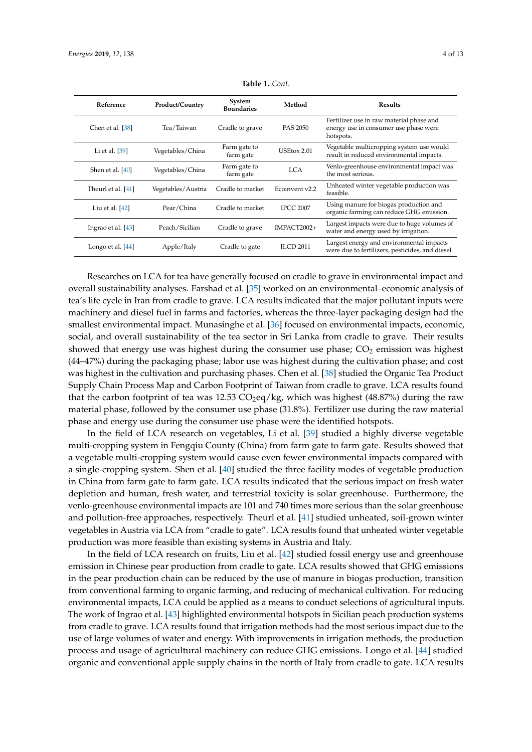**Table 1.** *Cont.*

| Reference | Product/Country | System Boundaries | Method | Results |
| --- | --- | --- | --- | --- |
| Chen et al. [38] | Tea/Taiwan | Cradle to grave | PAS 2050 | Fertilizer use in raw material phase and energy use in consumer use phase were hotspots. |
| Li et al. [39] | Vegetables/China | Farm gate to farm gate | USEtox 2.01 | Vegetable multicropping system use would result in reduced environmental impacts. |
| Shen et al. [40] | Vegetables/China | Farm gate to farm gate | LCA | Venlo-greenhouse environmental impact was the most serious. |
| Theurl et al. [41] | Vegetables/Austria | Cradle to market | Ecoinvent v2.2 | Unheated winter vegetable production was feasible. |
| Liu et al. [42] | Pear/China | Cradle to market | IPCC 2007 | Using manure for biogas production and organic farming can reduce GHG emission. |
| Ingrao et al. [43] | Peach/Sicilian | Cradle to grave | IMPACT2002+ | Largest impacts were due to huge volumes of water and energy used by irrigation. |
| Longo et al. [44] | Apple/Italy | Cradle to gate | ILCD 2011 | Largest energy and environmental impacts were due to fertilizers, pesticides, and diesel. |

Researches on LCA for tea have generally focused on cradle to grave in environmental impact and overall sustainability analyses. Farshad et al. [35] worked on an environmental–economic analysis of tea's life cycle in Iran from cradle to grave. LCA results indicated that the major pollutant inputs were machinery and diesel fuel in farms and factories, whereas the three-layer packaging design had the smallest environmental impact. Munasinghe et al. [36] focused on environmental impacts, economic, social, and overall sustainability of the tea sector in Sri Lanka from cradle to grave. Their results showed that energy use was highest during the consumer use phase; $CO_2$ emission was highest (44–47%) during the packaging phase; labor use was highest during the cultivation phase; and cost was highest in the cultivation and purchasing phases. Chen et al. [38] studied the Organic Tea Product Supply Chain Process Map and Carbon Footprint of Taiwan from cradle to grave. LCA results found that the carbon footprint of tea was 12.53 $CO_2$eq/kg, which was highest (48.87%) during the raw material phase, followed by the consumer use phase (31.8%). Fertilizer use during the raw material phase and energy use during the consumer use phase were the identified hotspots.

In the field of LCA research on vegetables, Li et al. [39] studied a highly diverse vegetable multi-cropping system in Fengqiu County (China) from farm gate to farm gate. Results showed that a vegetable multi-cropping system would cause even fewer environmental impacts compared with a single-cropping system. Shen et al. [40] studied the three facility modes of vegetable production in China from farm gate to farm gate. LCA results indicated that the serious impact on fresh water depletion and human, fresh water, and terrestrial toxicity is solar greenhouse. Furthermore, the venlo-greenhouse environmental impacts are 101 and 740 times more serious than the solar greenhouse and pollution-free approaches, respectively. Theurl et al. [41] studied unheated, soil-grown winter vegetables in Austria via LCA from "cradle to gate". LCA results found that unheated winter vegetable production was more feasible than existing systems in Austria and Italy.

In the field of LCA research on fruits, Liu et al. [42] studied fossil energy use and greenhouse emission in Chinese pear production from cradle to gate. LCA results showed that GHG emissions in the pear production chain can be reduced by the use of manure in biogas production, transition from conventional farming to organic farming, and reducing of mechanical cultivation. For reducing environmental impacts, LCA could be applied as a means to conduct selections of agricultural inputs. The work of Ingrao et al. [43] highlighted environmental hotspots in Sicilian peach production systems from cradle to grave. LCA results found that irrigation methods had the most serious impact due to the use of large volumes of water and energy. With improvements in irrigation methods, the production process and usage of agricultural machinery can reduce GHG emissions. Longo et al. [44] studied organic and conventional apple supply chains in the north of Italy from cradle to gate. LCA results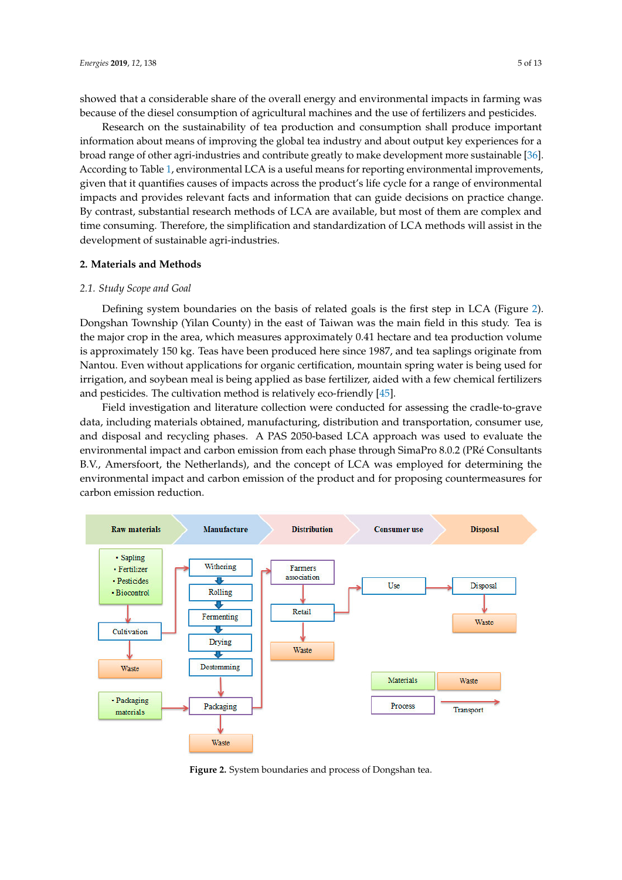showed that a considerable share of the overall energy and environmental impacts in farming was because of the diesel consumption of agricultural machines and the use of fertilizers and pesticides.

Research on the sustainability of tea production and consumption shall produce important information about means of improving the global tea industry and about output key experiences for a broad range of other agri-industries and contribute greatly to make development more sustainable [36]. According to Table 1, environmental LCA is a useful means for reporting environmental improvements, given that it quantifies causes of impacts across the product's life cycle for a range of environmental impacts and provides relevant facts and information that can guide decisions on practice change. By contrast, substantial research methods of LCA are available, but most of them are complex and time consuming. Therefore, the simplification and standardization of LCA methods will assist in the development of sustainable agri-industries.

## 2. Materials and Methods

### 2.1. Study Scope and Goal

Defining system boundaries on the basis of related goals is the first step in LCA (Figure 2). Dongshan Township (Yilan County) in the east of Taiwan was the main field in this study. Tea is the major crop in the area, which measures approximately 0.41 hectare and tea production volume is approximately 150 kg. Teas have been produced here since 1987, and tea saplings originate from Nantou. Even without applications for organic certification, mountain spring water is being used for irrigation, and soybean meal is being applied as base fertilizer, aided with a few chemical fertilizers and pesticides. The cultivation method is relatively eco-friendly [45].

Field investigation and literature collection were conducted for assessing the cradle-to-grave data, including materials obtained, manufacturing, distribution and transportation, consumer use, and disposal and recycling phases. A PAS 2050-based LCA approach was used to evaluate the environmental impact and carbon emission from each phase through SimaPro 8.0.2 (PRé Consultants B.V., Amersfoort, the Netherlands), and the concept of LCA was employed for determining the environmental impact and carbon emission of the product and for proposing countermeasures for carbon emission reduction.

Raw materials | Manufacture | Distribution | Consumer use | Disposal

- Sapling
- Fertilizer
- Pesticides
- Biocontrol

Cultivation → Waste

Withering → Rolling → Fermenting → Drying → Destemming → Packaging → Waste

- Packaging materials

Farmers association → Retail → Waste

Use → Disposal → Waste

Legend: Materials, Waste, Process, Transport

**Figure 2.** System boundaries and process of Dongshan tea.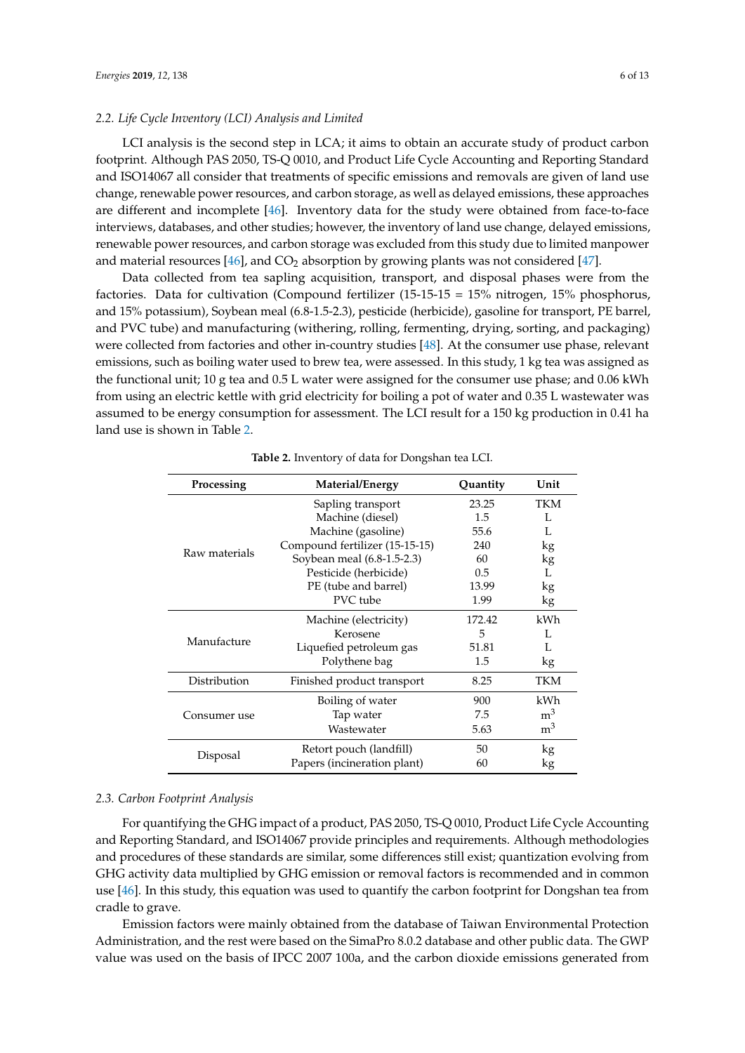### 2.2. Life Cycle Inventory (LCI) Analysis and Limited

LCI analysis is the second step in LCA; it aims to obtain an accurate study of product carbon footprint. Although PAS 2050, TS-Q 0010, and Product Life Cycle Accounting and Reporting Standard and ISO14067 all consider that treatments of specific emissions and removals are given of land use change, renewable power resources, and carbon storage, as well as delayed emissions, these approaches are different and incomplete [46]. Inventory data for the study were obtained from face-to-face interviews, databases, and other studies; however, the inventory of land use change, delayed emissions, renewable power resources, and carbon storage was excluded from this study due to limited manpower and material resources [46], and $CO_2$ absorption by growing plants was not considered [47].

Data collected from tea sapling acquisition, transport, and disposal phases were from the factories. Data for cultivation (Compound fertilizer (15-15-15 = 15% nitrogen, 15% phosphorus, and 15% potassium), Soybean meal (6.8-1.5-2.3), pesticide (herbicide), gasoline for transport, PE barrel, and PVC tube) and manufacturing (withering, rolling, fermenting, drying, sorting, and packaging) were collected from factories and other in-country studies [48]. At the consumer use phase, relevant emissions, such as boiling water used to brew tea, were assessed. In this study, 1 kg tea was assigned as the functional unit; 10 g tea and 0.5 L water were assigned for the consumer use phase; and 0.06 kWh from using an electric kettle with grid electricity for boiling a pot of water and 0.35 L wastewater was assumed to be energy consumption for assessment. The LCI result for a 150 kg production in 0.41 ha land use is shown in Table 2.

**Table 2.** Inventory of data for Dongshan tea LCI.

| Processing | Material/Energy | Quantity | Unit |
|---|---|---|---|
| Raw materials | Sapling transport | 23.25 | TKM |
| | Machine (diesel) | 1.5 | L |
| | Machine (gasoline) | 55.6 | L |
| | Compound fertilizer (15-15-15) | 240 | kg |
| | Soybean meal (6.8-1.5-2.3) | 60 | kg |
| | Pesticide (herbicide) | 0.5 | L |
| | PE (tube and barrel) | 13.99 | kg |
| | PVC tube | 1.99 | kg |
| Manufacture | Machine (electricity) | 172.42 | kWh |
| | Kerosene | 5 | L |
| | Liquefied petroleum gas | 51.81 | L |
| | Polythene bag | 1.5 | kg |
| Distribution | Finished product transport | 8.25 | TKM |
| Consumer use | Boiling of water | 900 | kWh |
| | Tap water | 7.5 | $m^3$ |
| | Wastewater | 5.63 | $m^3$ |
| Disposal | Retort pouch (landfill) | 50 | kg |
| | Papers (incineration plant) | 60 | kg |

### 2.3. Carbon Footprint Analysis

For quantifying the GHG impact of a product, PAS 2050, TS-Q 0010, Product Life Cycle Accounting and Reporting Standard, and ISO14067 provide principles and requirements. Although methodologies and procedures of these standards are similar, some differences still exist; quantization evolving from GHG activity data multiplied by GHG emission or removal factors is recommended and in common use [46]. In this study, this equation was used to quantify the carbon footprint for Dongshan tea from cradle to grave.

Emission factors were mainly obtained from the database of Taiwan Environmental Protection Administration, and the rest were based on the SimaPro 8.0.2 database and other public data. The GWP value was used on the basis of IPCC 2007 100a, and the carbon dioxide emissions generated from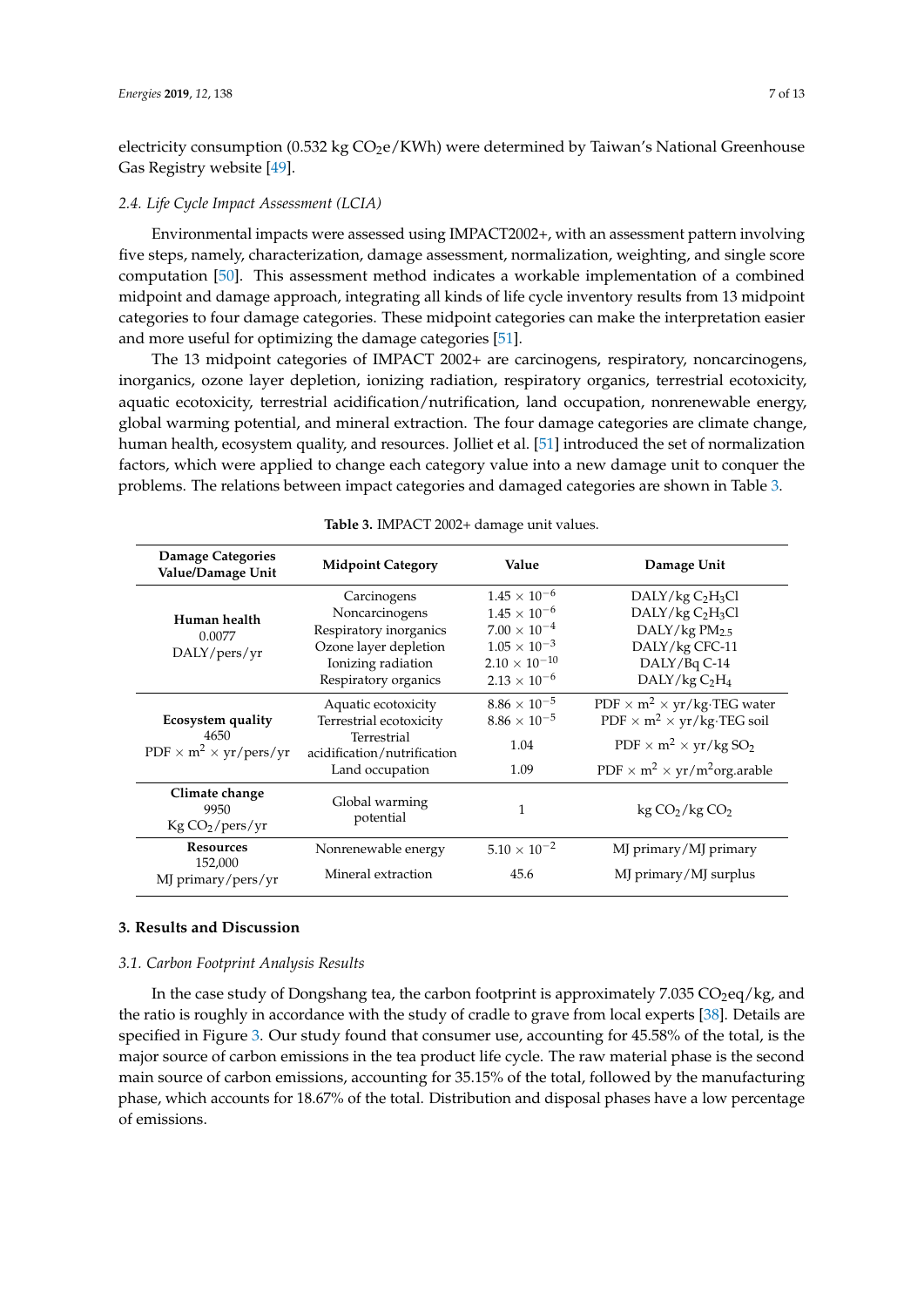electricity consumption (0.532 kg $CO_2$e/KWh) were determined by Taiwan's National Greenhouse Gas Registry website [49].

### *2.4. Life Cycle Impact Assessment (LCIA)*

Environmental impacts were assessed using IMPACT2002+, with an assessment pattern involving five steps, namely, characterization, damage assessment, normalization, weighting, and single score computation [50]. This assessment method indicates a workable implementation of a combined midpoint and damage approach, integrating all kinds of life cycle inventory results from 13 midpoint categories to four damage categories. These midpoint categories can make the interpretation easier and more useful for optimizing the damage categories [51].

The 13 midpoint categories of IMPACT 2002+ are carcinogens, respiratory, noncarcinogens, inorganics, ozone layer depletion, ionizing radiation, respiratory organics, terrestrial ecotoxicity, aquatic ecotoxicity, terrestrial acidification/nutrification, land occupation, nonrenewable energy, global warming potential, and mineral extraction. The four damage categories are climate change, human health, ecosystem quality, and resources. Jolliet et al. [51] introduced the set of normalization factors, which were applied to change each category value into a new damage unit to conquer the problems. The relations between impact categories and damaged categories are shown in Table 3.

**Table 3.** IMPACT 2002+ damage unit values.

| Damage Categories Value/Damage Unit | Midpoint Category | Value | Damage Unit |
|---|---|---|---|
| **Human health** 0.0077 DALY/pers/yr | Carcinogens | $1.45 \times 10^{-6}$ | DALY/kg $C_2H_3Cl$ |
| | Noncarcinogens | $1.45 \times 10^{-6}$ | DALY/kg $C_2H_3Cl$ |
| | Respiratory inorganics | $7.00 \times 10^{-4}$ | DALY/kg $PM_{2.5}$ |
| | Ozone layer depletion | $1.05 \times 10^{-3}$ | DALY/kg CFC-11 |
| | Ionizing radiation | $2.10 \times 10^{-10}$ | DALY/Bq C-14 |
| | Respiratory organics | $2.13 \times 10^{-6}$ | DALY/kg $C_2H_4$ |
| **Ecosystem quality** 4650 PDF $\times$ $m^2$ $\times$ yr/pers/yr | Aquatic ecotoxicity | $8.86 \times 10^{-5}$ | PDF $\times$ $m^2$ $\times$ yr/kg·TEG water |
| | Terrestrial ecotoxicity | $8.86 \times 10^{-5}$ | PDF $\times$ $m^2$ $\times$ yr/kg·TEG soil |
| | Terrestrial acidification/nutrification | 1.04 | PDF $\times$ $m^2$ $\times$ yr/kg $SO_2$ |
| | Land occupation | 1.09 | PDF $\times$ $m^2$ $\times$ yr/$m^2$org.arable |
| **Climate change** 9950 Kg $CO_2$/pers/yr | Global warming potential | 1 | kg $CO_2$/kg $CO_2$ |
| **Resources** 152,000 MJ primary/pers/yr | Nonrenewable energy | $5.10 \times 10^{-2}$ | MJ primary/MJ primary |
| | Mineral extraction | 45.6 | MJ primary/MJ surplus |

## 3. Results and Discussion

### *3.1. Carbon Footprint Analysis Results*

In the case study of Dongshang tea, the carbon footprint is approximately 7.035 $CO_2$eq/kg, and the ratio is roughly in accordance with the study of cradle to grave from local experts [38]. Details are specified in Figure 3. Our study found that consumer use, accounting for 45.58% of the total, is the major source of carbon emissions in the tea product life cycle. The raw material phase is the second main source of carbon emissions, accounting for 35.15% of the total, followed by the manufacturing phase, which accounts for 18.67% of the total. Distribution and disposal phases have a low percentage of emissions.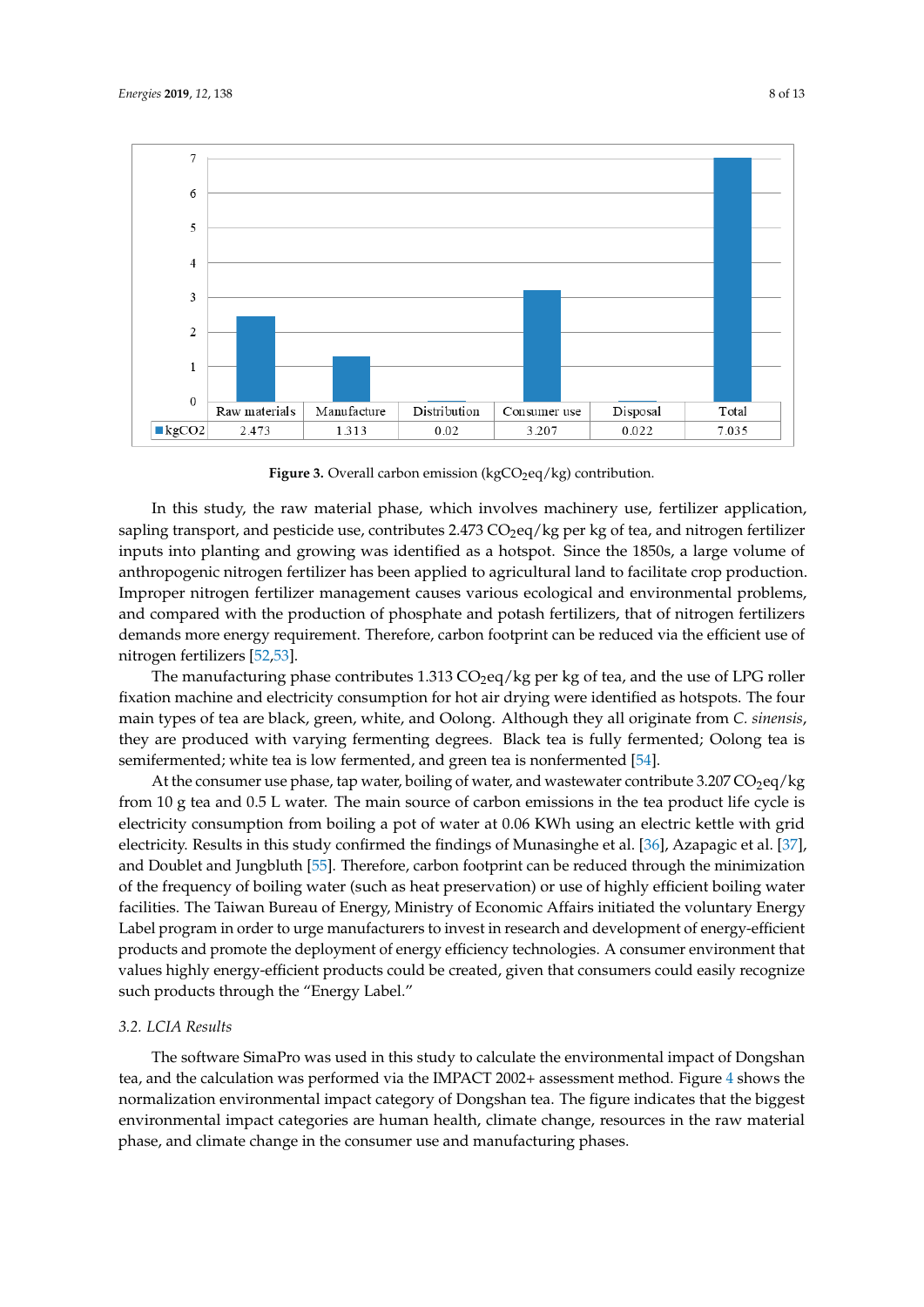| | Raw materials | Manufacture | Distribution | Consumer use | Disposal | Total |
|---|---|---|---|---|---|---|
| kgCO2 | 2.473 | 1.313 | 0.02 | 3.207 | 0.022 | 7.035 |

**Figure 3.** Overall carbon emission (kg$CO_2$eq/kg) contribution.

In this study, the raw material phase, which involves machinery use, fertilizer application, sapling transport, and pesticide use, contributes 2.473 $CO_2$eq/kg per kg of tea, and nitrogen fertilizer inputs into planting and growing was identified as a hotspot. Since the 1850s, a large volume of anthropogenic nitrogen fertilizer has been applied to agricultural land to facilitate crop production. Improper nitrogen fertilizer management causes various ecological and environmental problems, and compared with the production of phosphate and potash fertilizers, that of nitrogen fertilizers demands more energy requirement. Therefore, carbon footprint can be reduced via the efficient use of nitrogen fertilizers [52,53].

The manufacturing phase contributes 1.313 $CO_2$eq/kg per kg of tea, and the use of LPG roller fixation machine and electricity consumption for hot air drying were identified as hotspots. The four main types of tea are black, green, white, and Oolong. Although they all originate from *C. sinensis*, they are produced with varying fermenting degrees. Black tea is fully fermented; Oolong tea is semifermented; white tea is low fermented, and green tea is nonfermented [54].

At the consumer use phase, tap water, boiling of water, and wastewater contribute 3.207 $CO_2$eq/kg from 10 g tea and 0.5 L water. The main source of carbon emissions in the tea product life cycle is electricity consumption from boiling a pot of water at 0.06 KWh using an electric kettle with grid electricity. Results in this study confirmed the findings of Munasinghe et al. [36], Azapagic et al. [37], and Doublet and Jungbluth [55]. Therefore, carbon footprint can be reduced through the minimization of the frequency of boiling water (such as heat preservation) or use of highly efficient boiling water facilities. The Taiwan Bureau of Energy, Ministry of Economic Affairs initiated the voluntary Energy Label program in order to urge manufacturers to invest in research and development of energy-efficient products and promote the deployment of energy efficiency technologies. A consumer environment that values highly energy-efficient products could be created, given that consumers could easily recognize such products through the "Energy Label."

### 3.2. LCIA Results

The software SimaPro was used in this study to calculate the environmental impact of Dongshan tea, and the calculation was performed via the IMPACT 2002+ assessment method. Figure 4 shows the normalization environmental impact category of Dongshan tea. The figure indicates that the biggest environmental impact categories are human health, climate change, resources in the raw material phase, and climate change in the consumer use and manufacturing phases.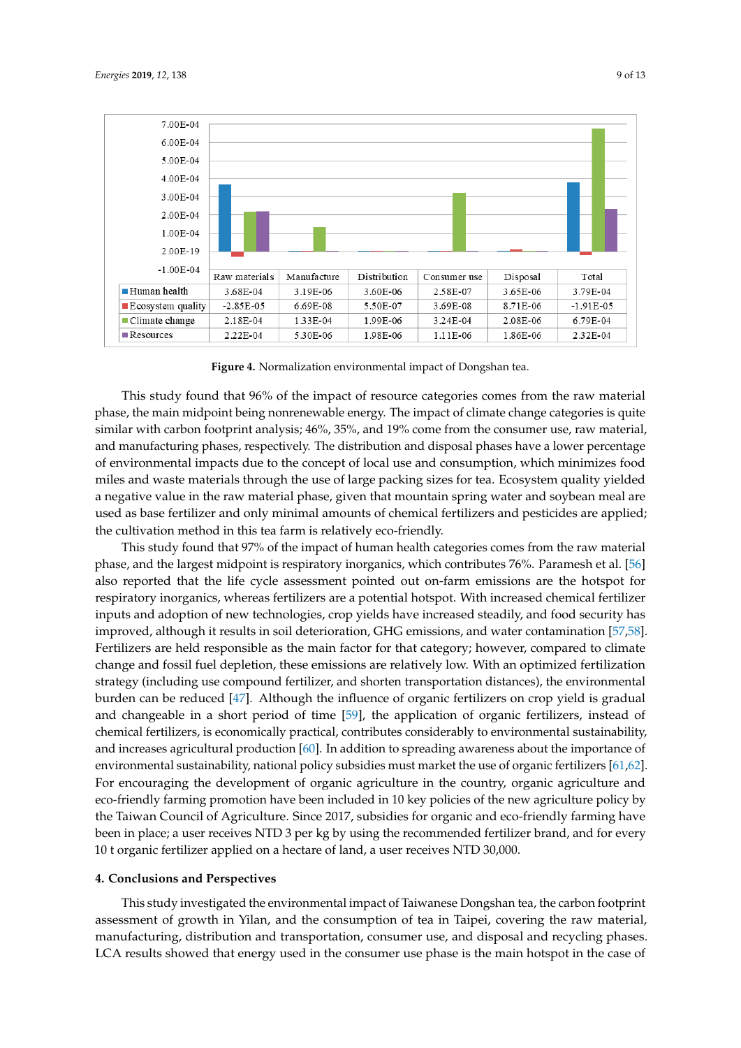| | Raw materials | Manufacture | Distribution | Consumer use | Disposal | Total |
|---|---|---|---|---|---|---|
| Human health | 3.68E-04 | 3.19E-06 | 3.60E-06 | 2.58E-07 | 3.65E-06 | 3.79E-04 |
| Ecosystem quality | -2.85E-05 | 6.69E-08 | 5.50E-07 | 3.69E-08 | 8.71E-06 | -1.91E-05 |
| Climate change | 2.18E-04 | 1.33E-04 | 1.99E-06 | 3.24E-04 | 2.08E-06 | 6.79E-04 |
| Resources | 2.22E-04 | 5.30E-06 | 1.98E-06 | 1.11E-06 | 1.86E-06 | 2.32E-04 |

**Figure 4.** Normalization environmental impact of Dongshan tea.

This study found that 96% of the impact of resource categories comes from the raw material phase, the main midpoint being nonrenewable energy. The impact of climate change categories is quite similar with carbon footprint analysis; 46%, 35%, and 19% come from the consumer use, raw material, and manufacturing phases, respectively. The distribution and disposal phases have a lower percentage of environmental impacts due to the concept of local use and consumption, which minimizes food miles and waste materials through the use of large packing sizes for tea. Ecosystem quality yielded a negative value in the raw material phase, given that mountain spring water and soybean meal are used as base fertilizer and only minimal amounts of chemical fertilizers and pesticides are applied; the cultivation method in this tea farm is relatively eco-friendly.

This study found that 97% of the impact of human health categories comes from the raw material phase, and the largest midpoint is respiratory inorganics, which contributes 76%. Paramesh et al. [56] also reported that the life cycle assessment pointed out on-farm emissions are the hotspot for respiratory inorganics, whereas fertilizers are a potential hotspot. With increased chemical fertilizer inputs and adoption of new technologies, crop yields have increased steadily, and food security has improved, although it results in soil deterioration, GHG emissions, and water contamination [57,58]. Fertilizers are held responsible as the main factor for that category; however, compared to climate change and fossil fuel depletion, these emissions are relatively low. With an optimized fertilization strategy (including use compound fertilizer, and shorten transportation distances), the environmental burden can be reduced [47]. Although the influence of organic fertilizers on crop yield is gradual and changeable in a short period of time [59], the application of organic fertilizers, instead of chemical fertilizers, is economically practical, contributes considerably to environmental sustainability, and increases agricultural production [60]. In addition to spreading awareness about the importance of environmental sustainability, national policy subsidies must market the use of organic fertilizers [61,62]. For encouraging the development of organic agriculture in the country, organic agriculture and eco-friendly farming promotion have been included in 10 key policies of the new agriculture policy by the Taiwan Council of Agriculture. Since 2017, subsidies for organic and eco-friendly farming have been in place; a user receives NTD 3 per kg by using the recommended fertilizer brand, and for every 10 t organic fertilizer applied on a hectare of land, a user receives NTD 30,000.

## 4. Conclusions and Perspectives

This study investigated the environmental impact of Taiwanese Dongshan tea, the carbon footprint assessment of growth in Yilan, and the consumption of tea in Taipei, covering the raw material, manufacturing, distribution and transportation, consumer use, and disposal and recycling phases. LCA results showed that energy used in the consumer use phase is the main hotspot in the case of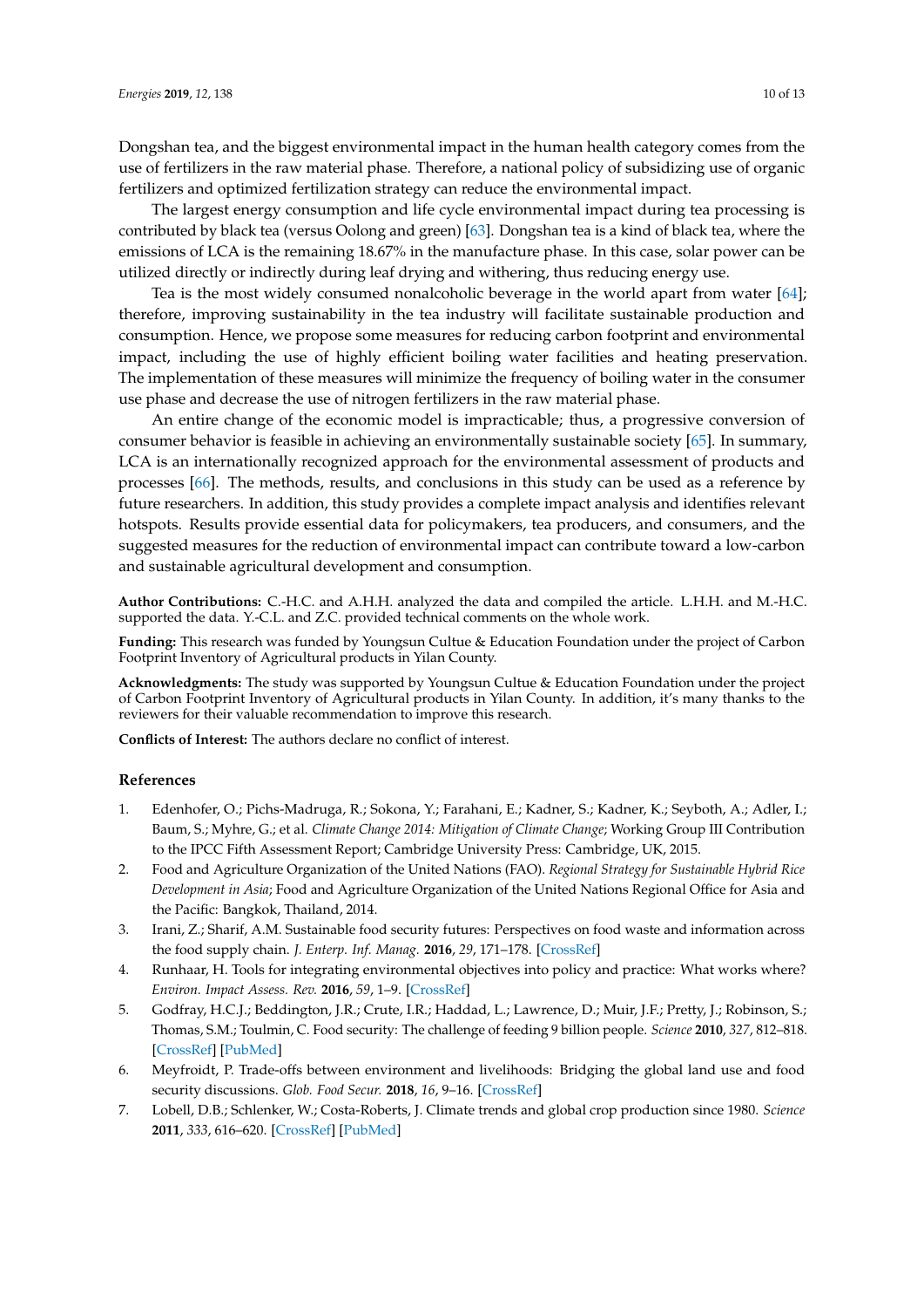Dongshan tea, and the biggest environmental impact in the human health category comes from the use of fertilizers in the raw material phase. Therefore, a national policy of subsidizing use of organic fertilizers and optimized fertilization strategy can reduce the environmental impact.

The largest energy consumption and life cycle environmental impact during tea processing is contributed by black tea (versus Oolong and green) [63]. Dongshan tea is a kind of black tea, where the emissions of LCA is the remaining 18.67% in the manufacture phase. In this case, solar power can be utilized directly or indirectly during leaf drying and withering, thus reducing energy use.

Tea is the most widely consumed nonalcoholic beverage in the world apart from water [64]; therefore, improving sustainability in the tea industry will facilitate sustainable production and consumption. Hence, we propose some measures for reducing carbon footprint and environmental impact, including the use of highly efficient boiling water facilities and heating preservation. The implementation of these measures will minimize the frequency of boiling water in the consumer use phase and decrease the use of nitrogen fertilizers in the raw material phase.

An entire change of the economic model is impracticable; thus, a progressive conversion of consumer behavior is feasible in achieving an environmentally sustainable society [65]. In summary, LCA is an internationally recognized approach for the environmental assessment of products and processes [66]. The methods, results, and conclusions in this study can be used as a reference by future researchers. In addition, this study provides a complete impact analysis and identifies relevant hotspots. Results provide essential data for policymakers, tea producers, and consumers, and the suggested measures for the reduction of environmental impact can contribute toward a low-carbon and sustainable agricultural development and consumption.

**Author Contributions:** C.-H.C. and A.H.H. analyzed the data and compiled the article. L.H.H. and M.-H.C. supported the data. Y.-C.L. and Z.C. provided technical comments on the whole work.

**Funding:** This research was funded by Youngsun Cultue & Education Foundation under the project of Carbon Footprint Inventory of Agricultural products in Yilan County.

**Acknowledgments:** The study was supported by Youngsun Cultue & Education Foundation under the project of Carbon Footprint Inventory of Agricultural products in Yilan County. In addition, it's many thanks to the reviewers for their valuable recommendation to improve this research.

**Conflicts of Interest:** The authors declare no conflict of interest.

## References

1. Edenhofer, O.; Pichs-Madruga, R.; Sokona, Y.; Farahani, E.; Kadner, S.; Kadner, K.; Seyboth, A.; Adler, I.; Baum, S.; Myhre, G.; et al. *Climate Change 2014: Mitigation of Climate Change*; Working Group III Contribution to the IPCC Fifth Assessment Report; Cambridge University Press: Cambridge, UK, 2015.
2. Food and Agriculture Organization of the United Nations (FAO). *Regional Strategy for Sustainable Hybrid Rice Development in Asia*; Food and Agriculture Organization of the United Nations Regional Office for Asia and the Pacific: Bangkok, Thailand, 2014.
3. Irani, Z.; Sharif, A.M. Sustainable food security futures: Perspectives on food waste and information across the food supply chain. *J. Enterp. Inf. Manag.* **2016**, *29*, 171–178. [CrossRef]
4. Runhaar, H. Tools for integrating environmental objectives into policy and practice: What works where? *Environ. Impact Assess. Rev.* **2016**, *59*, 1–9. [CrossRef]
5. Godfray, H.C.J.; Beddington, J.R.; Crute, I.R.; Haddad, L.; Lawrence, D.; Muir, J.F.; Pretty, J.; Robinson, S.; Thomas, S.M.; Toulmin, C. Food security: The challenge of feeding 9 billion people. *Science* **2010**, *327*, 812–818. [CrossRef] [PubMed]
6. Meyfroidt, P. Trade-offs between environment and livelihoods: Bridging the global land use and food security discussions. *Glob. Food Secur.* **2018**, *16*, 9–16. [CrossRef]
7. Lobell, D.B.; Schlenker, W.; Costa-Roberts, J. Climate trends and global crop production since 1980. *Science* **2011**, *333*, 616–620. [CrossRef] [PubMed]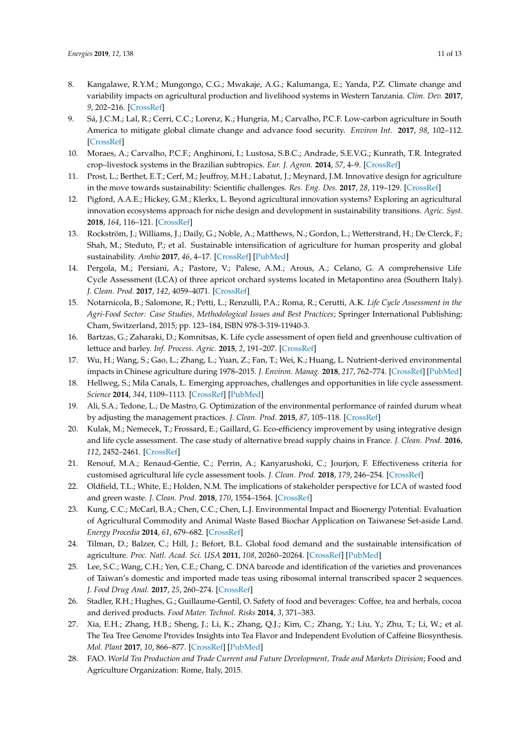8. Kangalawe, R.Y.M.; Mungongo, C.G.; Mwakaje, A.G.; Kalumanga, E.; Yanda, P.Z. Climate change and variability impacts on agricultural production and livelihood systems in Western Tanzania. *Clim. Dev.* **2017**, *9*, 202–216. [CrossRef]
9. Sá, J.C.M.; Lal, R.; Cerri, C.C.; Lorenz, K.; Hungria, M.; Carvalho, P.C.F. Low-carbon agriculture in South America to mitigate global climate change and advance food security. *Environ Int.* **2017**, *98*, 102–112. [CrossRef]
10. Moraes, A.; Carvalho, P.C.F.; Anghinoni, I.; Lustosa, S.B.C.; Andrade, S.E.V.G.; Kunrath, T.R. Integrated crop–livestock systems in the Brazilian subtropics. *Eur. J. Agron.* **2014**, *57*, 4–9. [CrossRef]
11. Prost, L.; Berthet, E.T.; Cerf, M.; Jeuffroy, M.H.; Labatut, J.; Meynard, J.M. Innovative design for agriculture in the move towards sustainability: Scientific challenges. *Res. Eng. Des.* **2017**, *28*, 119–129. [CrossRef]
12. Pigford, A.A.E.; Hickey, G.M.; Klerkx, L. Beyond agricultural innovation systems? Exploring an agricultural innovation ecosystems approach for niche design and development in sustainability transitions. *Agric. Syst.* **2018**, *164*, 116–121. [CrossRef]
13. Rockström, J.; Williams, J.; Daily, G.; Noble, A.; Matthews, N.; Gordon, L.; Wetterstrand, H.; De Clerck, F.; Shah, M.; Steduto, P.; et al. Sustainable intensification of agriculture for human prosperity and global sustainability. *Ambio* **2017**, *46*, 4–17. [CrossRef] [PubMed]
14. Pergola, M.; Persiani, A.; Pastore, V.; Palese, A.M.; Arous, A.; Celano, G. A comprehensive Life Cycle Assessment (LCA) of three apricot orchard systems located in Metapontino area (Southern Italy). *J. Clean. Prod.* **2017**, *142*, 4059–4071. [CrossRef]
15. Notarnicola, B.; Salomone, R.; Petti, L.; Renzulli, P.A.; Roma, R.; Cerutti, A.K. *Life Cycle Assessment in the Agri-Food Sector: Case Studies, Methodological Issues and Best Practices*; Springer International Publishing: Cham, Switzerland, 2015; pp. 123–184, ISBN 978-3-319-11940-3.
16. Bartzas, G.; Zaharaki, D.; Komnitsas, K. Life cycle assessment of open field and greenhouse cultivation of lettuce and barley. *Inf. Process. Agric.* **2015**, *2*, 191–207. [CrossRef]
17. Wu, H.; Wang, S.; Gao, L.; Zhang, L.; Yuan, Z.; Fan, T.; Wei, K.; Huang, L. Nutrient-derived environmental impacts in Chinese agriculture during 1978–2015. *J. Environ. Manag.* **2018**, *217*, 762–774. [CrossRef] [PubMed]
18. Hellweg, S.; Mila Canals, L. Emerging approaches, challenges and opportunities in life cycle assessment. *Science* **2014**, *344*, 1109–1113. [CrossRef] [PubMed]
19. Ali, S.A.; Tedone, L.; De Mastro, G. Optimization of the environmental performance of rainfed durum wheat by adjusting the management practices. *J. Clean. Prod.* **2015**, *87*, 105–118. [CrossRef]
20. Kulak, M.; Nemecek, T.; Frossard, E.; Gaillard, G. Eco-efficiency improvement by using integrative design and life cycle assessment. The case study of alternative bread supply chains in France. *J. Clean. Prod.* **2016**, *112*, 2452–2461. [CrossRef]
21. Renouf, M.A.; Renaud-Gentie, C.; Perrin, A.; Kanyarushoki, C.; Jourjon, F. Effectiveness criteria for customised agricultural life cycle assessment tools. *J. Clean. Prod.* **2018**, *179*, 246–254. [CrossRef]
22. Oldfield, T.L.; White, E.; Holden, N.M. The implications of stakeholder perspective for LCA of wasted food and green waste. *J. Clean. Prod.* **2018**, *170*, 1554–1564. [CrossRef]
23. Kung, C.C.; McCarl, B.A.; Chen, C.C.; Chen, L.J. Environmental Impact and Bioenergy Potential: Evaluation of Agricultural Commodity and Animal Waste Based Biochar Application on Taiwanese Set-aside Land. *Energy Procedia* **2014**, *61*, 679–682. [CrossRef]
24. Tilman, D.; Balzer, C.; Hill, J.; Befort, B.L. Global food demand and the sustainable intensification of agriculture. *Proc. Natl. Acad. Sci. USA* **2011**, *108*, 20260–20264. [CrossRef] [PubMed]
25. Lee, S.C.; Wang, C.H.; Yen, C.E.; Chang, C. DNA barcode and identification of the varieties and provenances of Taiwan's domestic and imported made teas using ribosomal internal transcribed spacer 2 sequences. *J. Food Drug Anal.* **2017**, *25*, 260–274. [CrossRef]
26. Stadler, R.H.; Hughes, G.; Guillaume-Gentil, O. Safety of food and beverages: Coffee, tea and herbals, cocoa and derived products. *Food Mater. Technol. Risks* **2014**, *3*, 371–383.
27. Xia, E.H.; Zhang, H.B.; Sheng, J.; Li, K.; Zhang, Q.J.; Kim, C.; Zhang, Y.; Liu, Y.; Zhu, T.; Li, W.; et al. The Tea Tree Genome Provides Insights into Tea Flavor and Independent Evolution of Caffeine Biosynthesis. *Mol. Plant* **2017**, *10*, 866–877. [CrossRef] [PubMed]
28. FAO. *World Tea Production and Trade Current and Future Development, Trade and Markets Division*; Food and Agriculture Organization: Rome, Italy, 2015.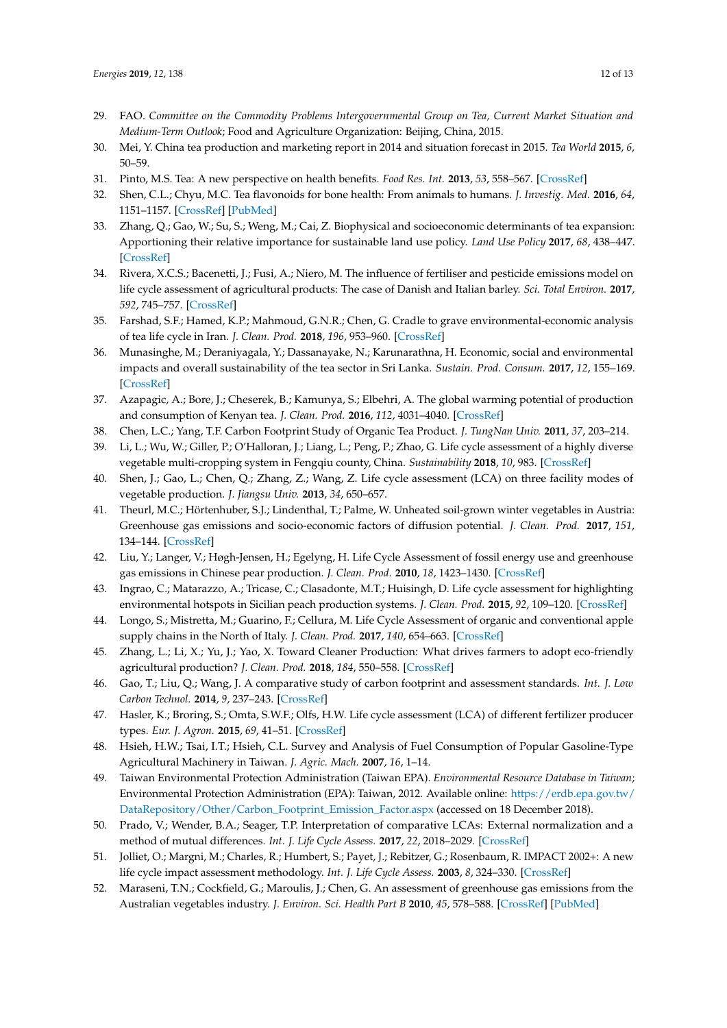29. FAO. *Committee on the Commodity Problems Intergovernmental Group on Tea, Current Market Situation and Medium-Term Outlook*; Food and Agriculture Organization: Beijing, China, 2015.
30. Mei, Y. China tea production and marketing report in 2014 and situation forecast in 2015. *Tea World* **2015**, *6*, 50–59.
31. Pinto, M.S. Tea: A new perspective on health benefits. *Food Res. Int.* **2013**, *53*, 558–567. [CrossRef]
32. Shen, C.L.; Chyu, M.C. Tea flavonoids for bone health: From animals to humans. *J. Investig. Med.* **2016**, *64*, 1151–1157. [CrossRef] [PubMed]
33. Zhang, Q.; Gao, W.; Su, S.; Weng, M.; Cai, Z. Biophysical and socioeconomic determinants of tea expansion: Apportioning their relative importance for sustainable land use policy. *Land Use Policy* **2017**, *68*, 438–447. [CrossRef]
34. Rivera, X.C.S.; Bacenetti, J.; Fusi, A.; Niero, M. The influence of fertiliser and pesticide emissions model on life cycle assessment of agricultural products: The case of Danish and Italian barley. *Sci. Total Environ.* **2017**, *592*, 745–757. [CrossRef]
35. Farshad, S.F.; Hamed, K.P.; Mahmoud, G.N.R.; Chen, G. Cradle to grave environmental-economic analysis of tea life cycle in Iran. *J. Clean. Prod.* **2018**, *196*, 953–960. [CrossRef]
36. Munasinghe, M.; Deraniyagala, Y.; Dassanayake, N.; Karunarathna, H. Economic, social and environmental impacts and overall sustainability of the tea sector in Sri Lanka. *Sustain. Prod. Consum.* **2017**, *12*, 155–169. [CrossRef]
37. Azapagic, A.; Bore, J.; Cheserek, B.; Kamunya, S.; Elbehri, A. The global warming potential of production and consumption of Kenyan tea. *J. Clean. Prod.* **2016**, *112*, 4031–4040. [CrossRef]
38. Chen, L.C.; Yang, T.F. Carbon Footprint Study of Organic Tea Product. *J. TungNan Univ.* **2011**, *37*, 203–214.
39. Li, L.; Wu, W.; Giller, P.; O'Halloran, J.; Liang, L.; Peng, P.; Zhao, G. Life cycle assessment of a highly diverse vegetable multi-cropping system in Fengqiu county, China. *Sustainability* **2018**, *10*, 983. [CrossRef]
40. Shen, J.; Gao, L.; Chen, Q.; Zhang, Z.; Wang, Z. Life cycle assessment (LCA) on three facility modes of vegetable production. *J. Jiangsu Univ.* **2013**, *34*, 650–657.
41. Theurl, M.C.; Hörtenhuber, S.J.; Lindenthal, T.; Palme, W. Unheated soil-grown winter vegetables in Austria: Greenhouse gas emissions and socio-economic factors of diffusion potential. *J. Clean. Prod.* **2017**, *151*, 134–144. [CrossRef]
42. Liu, Y.; Langer, V.; Høgh-Jensen, H.; Egelyng, H. Life Cycle Assessment of fossil energy use and greenhouse gas emissions in Chinese pear production. *J. Clean. Prod.* **2010**, *18*, 1423–1430. [CrossRef]
43. Ingrao, C.; Matarazzo, A.; Tricase, C.; Clasadonte, M.T.; Huisingh, D. Life cycle assessment for highlighting environmental hotspots in Sicilian peach production systems. *J. Clean. Prod.* **2015**, *92*, 109–120. [CrossRef]
44. Longo, S.; Mistretta, M.; Guarino, F.; Cellura, M. Life Cycle Assessment of organic and conventional apple supply chains in the North of Italy. *J. Clean. Prod.* **2017**, *140*, 654–663. [CrossRef]
45. Zhang, L.; Li, X.; Yu, J.; Yao, X. Toward Cleaner Production: What drives farmers to adopt eco-friendly agricultural production? *J. Clean. Prod.* **2018**, *184*, 550–558. [CrossRef]
46. Gao, T.; Liu, Q.; Wang, J. A comparative study of carbon footprint and assessment standards. *Int. J. Low Carbon Technol.* **2014**, *9*, 237–243. [CrossRef]
47. Hasler, K.; Broring, S.; Omta, S.W.F.; Olfs, H.W. Life cycle assessment (LCA) of different fertilizer producer types. *Eur. J. Agron.* **2015**, *69*, 41–51. [CrossRef]
48. Hsieh, H.W.; Tsai, I.T.; Hsieh, C.L. Survey and Analysis of Fuel Consumption of Popular Gasoline-Type Agricultural Machinery in Taiwan. *J. Agric. Mach.* **2007**, *16*, 1–14.
49. Taiwan Environmental Protection Administration (Taiwan EPA). *Environmental Resource Database in Taiwan*; Environmental Protection Administration (EPA): Taiwan, 2012. Available online: https://erdb.epa.gov.tw/DataRepository/Other/Carbon_Footprint_Emission_Factor.aspx (accessed on 18 December 2018).
50. Prado, V.; Wender, B.A.; Seager, T.P. Interpretation of comparative LCAs: External normalization and a method of mutual differences. *Int. J. Life Cycle Assess.* **2017**, *22*, 2018–2029. [CrossRef]
51. Jolliet, O.; Margni, M.; Charles, R.; Humbert, S.; Payet, J.; Rebitzer, G.; Rosenbaum, R. IMPACT 2002+: A new life cycle impact assessment methodology. *Int. J. Life Cycle Assess.* **2003**, *8*, 324–330. [CrossRef]
52. Maraseni, T.N.; Cockfield, G.; Maroulis, J.; Chen, G. An assessment of greenhouse gas emissions from the Australian vegetables industry. *J. Environ. Sci. Health Part B* **2010**, *45*, 578–588. [CrossRef] [PubMed]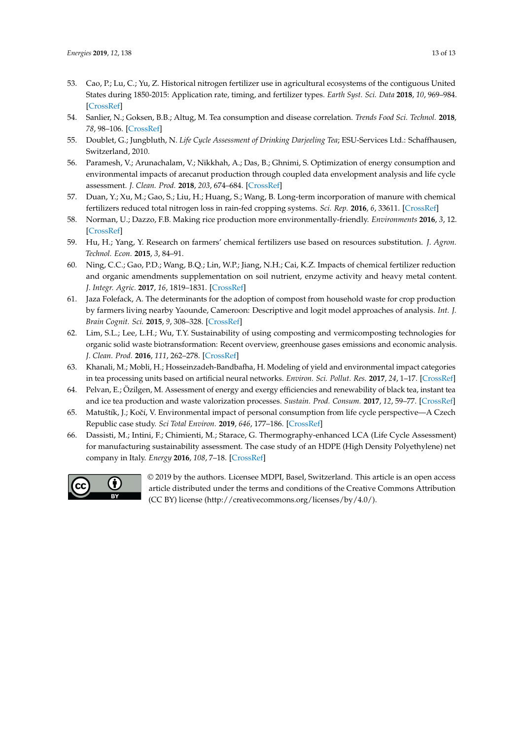53. Cao, P.; Lu, C.; Yu, Z. Historical nitrogen fertilizer use in agricultural ecosystems of the contiguous United States during 1850-2015: Application rate, timing, and fertilizer types. *Earth Syst. Sci. Data* **2018**, *10*, 969–984. [CrossRef]
54. Sanlier, N.; Goksen, B.B.; Altug, M. Tea consumption and disease correlation. *Trends Food Sci. Technol.* **2018**, *78*, 98–106. [CrossRef]
55. Doublet, G.; Jungbluth, N. *Life Cycle Assessment of Drinking Darjeeling Tea*; ESU-Services Ltd.: Schaffhausen, Switzerland, 2010.
56. Paramesh, V.; Arunachalam, V.; Nikkhah, A.; Das, B.; Ghnimi, S. Optimization of energy consumption and environmental impacts of arecanut production through coupled data envelopment analysis and life cycle assessment. *J. Clean. Prod.* **2018**, *203*, 674–684. [CrossRef]
57. Duan, Y.; Xu, M.; Gao, S.; Liu, H.; Huang, S.; Wang, B. Long-term incorporation of manure with chemical fertilizers reduced total nitrogen loss in rain-fed cropping systems. *Sci. Rep.* **2016**, *6*, 33611. [CrossRef]
58. Norman, U.; Dazzo, F.B. Making rice production more environmentally-friendly. *Environments* **2016**, *3*, 12. [CrossRef]
59. Hu, H.; Yang, Y. Research on farmers' chemical fertilizers use based on resources substitution. *J. Agron. Technol. Econ.* **2015**, *3*, 84–91.
60. Ning, C.C.; Gao, P.D.; Wang, B.Q.; Lin, W.P.; Jiang, N.H.; Cai, K.Z. Impacts of chemical fertilizer reduction and organic amendments supplementation on soil nutrient, enzyme activity and heavy metal content. *J. Integr. Agric.* **2017**, *16*, 1819–1831. [CrossRef]
61. Jaza Folefack, A. The determinants for the adoption of compost from household waste for crop production by farmers living nearby Yaounde, Cameroon: Descriptive and logit model approaches of analysis. *Int. J. Brain Cognit. Sci.* **2015**, *9*, 308–328. [CrossRef]
62. Lim, S.L.; Lee, L.H.; Wu, T.Y. Sustainability of using composting and vermicomposting technologies for organic solid waste biotransformation: Recent overview, greenhouse gases emissions and economic analysis. *J. Clean. Prod.* **2016**, *111*, 262–278. [CrossRef]
63. Khanali, M.; Mobli, H.; Hosseinzadeh-Bandbafha, H. Modeling of yield and environmental impact categories in tea processing units based on artificial neural networks. *Environ. Sci. Pollut. Res.* **2017**, *24*, 1–17. [CrossRef]
64. Pelvan, E.; Özilgen, M. Assessment of energy and exergy efficiencies and renewability of black tea, instant tea and ice tea production and waste valorization processes. *Sustain. Prod. Consum.* **2017**, *12*, 59–77. [CrossRef]
65. Matuštík, J.; Kočí, V. Environmental impact of personal consumption from life cycle perspective—A Czech Republic case study. *Sci Total Environ.* **2019**, *646*, 177–186. [CrossRef]
66. Dassisti, M.; Intini, F.; Chimienti, M.; Starace, G. Thermography-enhanced LCA (Life Cycle Assessment) for manufacturing sustainability assessment. The case study of an HDPE (High Density Polyethylene) net company in Italy. *Energy* **2016**, *108*, 7–18. [CrossRef]

© 2019 by the authors. Licensee MDPI, Basel, Switzerland. This article is an open access article distributed under the terms and conditions of the Creative Commons Attribution (CC BY) license (http://creativecommons.org/licenses/by/4.0/).